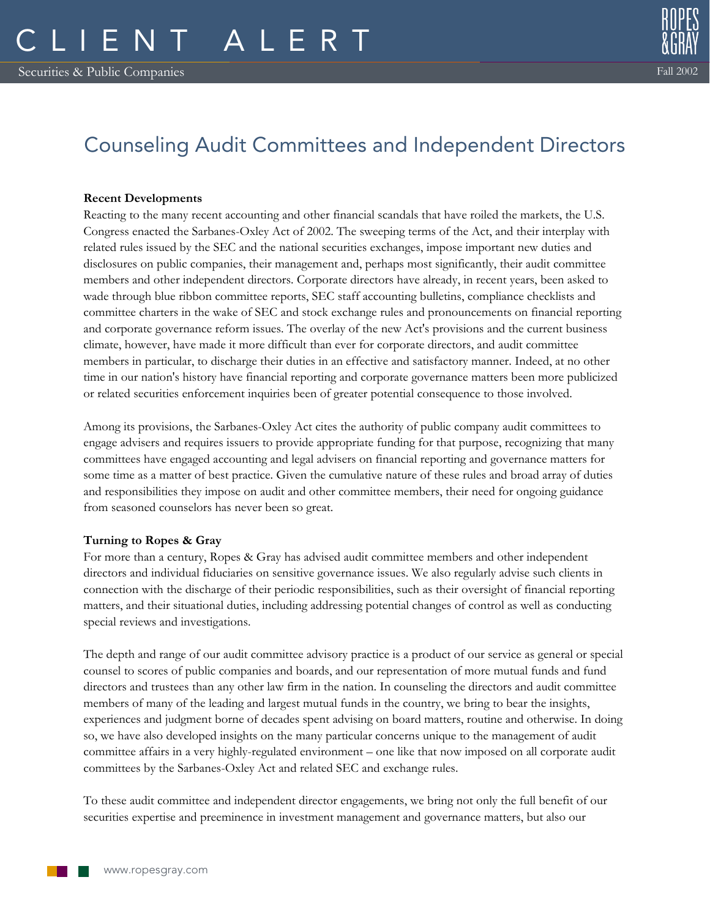# CLIENT ALERT

Securities & Public Companies

Fall 2002

## Counseling Audit Committees and Independent Directors

**Recent Developments**

Reacting to the many recent accounting and other financial scandals that have roiled the markets, the U.S. Congress enacted the Sarbanes-Oxley Act of 2002. The sweeping terms of the Act, and their interplay with related rules issued by the SEC and the national securities exchanges, impose important new duties and disclosures on public companies, their management and, perhaps most significantly, their audit committee members and other independent directors. Corporate directors have already, in recent years, been asked to wade through blue ribbon committee reports, SEC staff accounting bulletins, compliance checklists and committee charters in the wake of SEC and stock exchange rules and pronouncements on financial reporting and corporate governance reform issues. The overlay of the new Act's provisions and the current business climate, however, have made it more difficult than ever for corporate directors, and audit committee members in particular, to discharge their duties in an effective and satisfactory manner. Indeed, at no other time in our nation's history have financial reporting and corporate governance matters been more publicized or related securities enforcement inquiries been of greater potential consequence to those involved.

Among its provisions, the Sarbanes-Oxley Act cites the authority of public company audit committees to engage advisers and requires issuers to provide appropriate funding for that purpose, recognizing that many committees have engaged accounting and legal advisers on financial reporting and governance matters for some time as a matter of best practice. Given the cumulative nature of these rules and broad array of duties and responsibilities they impose on audit and other committee members, their need for ongoing guidance from seasoned counselors has never been so great.

**Turning to Ropes & Gray**

For more than a century, Ropes & Gray has advised audit committee members and other independent directors and individual fiduciaries on sensitive governance issues. We also regularly advise such clients in connection with the discharge of their periodic responsibilities, such as their oversight of financial reporting matters, and their situational duties, including addressing potential changes of control as well as conducting special reviews and investigations.

The depth and range of our audit committee advisory practice is a product of our service as general or special counsel to scores of public companies and boards, and our representation of more mutual funds and fund directors and trustees than any other law firm in the nation. In counseling the directors and audit committee members of many of the leading and largest mutual funds in the country, we bring to bear the insights, experiences and judgment borne of decades spent advising on board matters, routine and otherwise. In doing so, we have also developed insights on the many particular concerns unique to the management of audit committee affairs in a very highly-regulated environment – one like that now imposed on all corporate audit committees by the Sarbanes-Oxley Act and related SEC and exchange rules.

To these audit committee and independent director engagements, we bring not only the full benefit of our securities expertise and preeminence in investment management and governance matters, but also our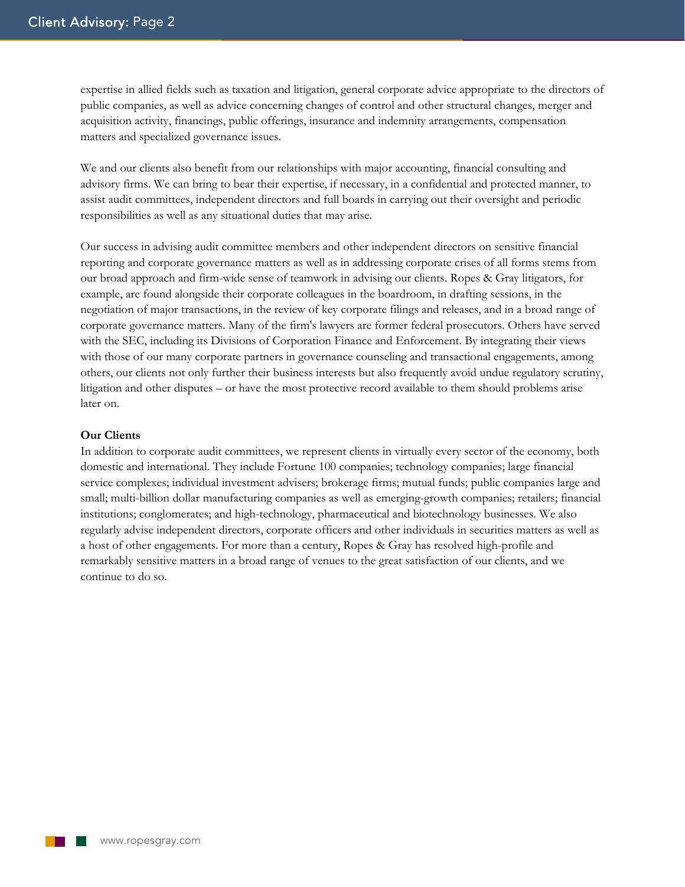expertise in allied fields such as taxation and litigation, general corporate advice appropriate to the directors of public companies, as well as advice concerning changes of control and other structural changes, merger and acquisition activity, financings, public offerings, insurance and indemnity arrangements, compensation matters and specialized governance issues.

We and our clients also benefit from our relationships with major accounting, financial consulting and advisory firms. We can bring to bear their expertise, if necessary, in a confidential and protected manner, to assist audit committees, independent directors and full boards in carrying out their oversight and periodic responsibilities as well as any situational duties that may arise.

Our success in advising audit committee members and other independent directors on sensitive financial reporting and corporate governance matters as well as in addressing corporate crises of all forms stems from our broad approach and firm-wide sense of teamwork in advising our clients. Ropes & Gray litigators, for example, are found alongside their corporate colleagues in the boardroom, in drafting sessions, in the negotiation of major transactions, in the review of key corporate filings and releases, and in a broad range of corporate governance matters. Many of the firm's lawyers are former federal prosecutors. Others have served with the SEC, including its Divisions of Corporation Finance and Enforcement. By integrating their views with those of our many corporate partners in governance counseling and transactional engagements, among others, our clients not only further their business interests but also frequently avoid undue regulatory scrutiny, litigation and other disputes – or have the most protective record available to them should problems arise later on.

**Our Clients**

In addition to corporate audit committees, we represent clients in virtually every sector of the economy, both domestic and international. They include Fortune 100 companies; technology companies; large financial service complexes; individual investment advisers; brokerage firms; mutual funds; public companies large and small; multi-billion dollar manufacturing companies as well as emerging-growth companies; retailers; financial institutions; conglomerates; and high-technology, pharmaceutical and biotechnology businesses. We also regularly advise independent directors, corporate officers and other individuals in securities matters as well as a host of other engagements. For more than a century, Ropes & Gray has resolved high-profile and remarkably sensitive matters in a broad range of venues to the great satisfaction of our clients, and we continue to do so.